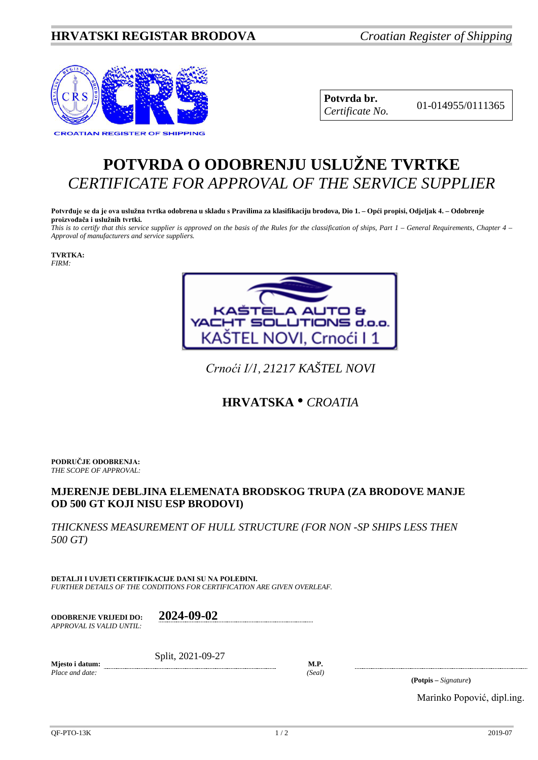**HRVATSKI REGISTAR BRODOVA** *Croatian Register of Shipping*

| **Potvrda br.** *Certificate No.* | 01-014955/0111365 |
|---|---|

# POTVRDA O ODOBRENJU USLUŽNE TVRTKE
# *CERTIFICATE FOR APPROVAL OF THE SERVICE SUPPLIER*

**Potvrđuje se da je ova uslužna tvrtka odobrena u skladu s Pravilima za klasifikaciju brodova, Dio 1. – Opći propisi, Odjeljak 4. – Odobrenje proizvođača i uslužnih tvrtki.**
*This is to certify that this service supplier is approved on the basis of the Rules for the classification of ships, Part 1 – General Requirements, Chapter 4 – Approval of manufacturers and service suppliers.*

**TVRTKA:**
*FIRM:*

KAŠTELA AUTO & YACHT SOLUTIONS d.o.o.
KAŠTEL NOVI, Crnoći I 1

*Crnoći I/1, 21217 KAŠTEL NOVI*

**HRVATSKA** • *CROATIA*

**PODRUČJE ODOBRENJA:**
*THE SCOPE OF APPROVAL:*

**MJERENJE DEBLJINA ELEMENATA BRODSKOG TRUPA (ZA BRODOVE MANJE OD 500 GT KOJI NISU ESP BRODOVI)**

*THICKNESS MEASUREMENT OF HULL STRUCTURE (FOR NON -SP SHIPS LESS THEN 500 GT)*

**DETALJI I UVJETI CERTIFIKACIJE DANI SU NA POLEĐINI.**
*FURTHER DETAILS OF THE CONDITIONS FOR CERTIFICATION ARE GIVEN OVERLEAF.*

**ODOBRENJE VRIJEDI DO:** *APPROVAL IS VALID UNTIL:* **2024-09-02**

**Mjesto i datum:** *Place and date:* Split, 2021-09-27

**M.P.** *(Seal)*

**(Potpis –** *Signature***)**

Marinko Popović, dipl.ing.

QF-PTO-13K 2019-07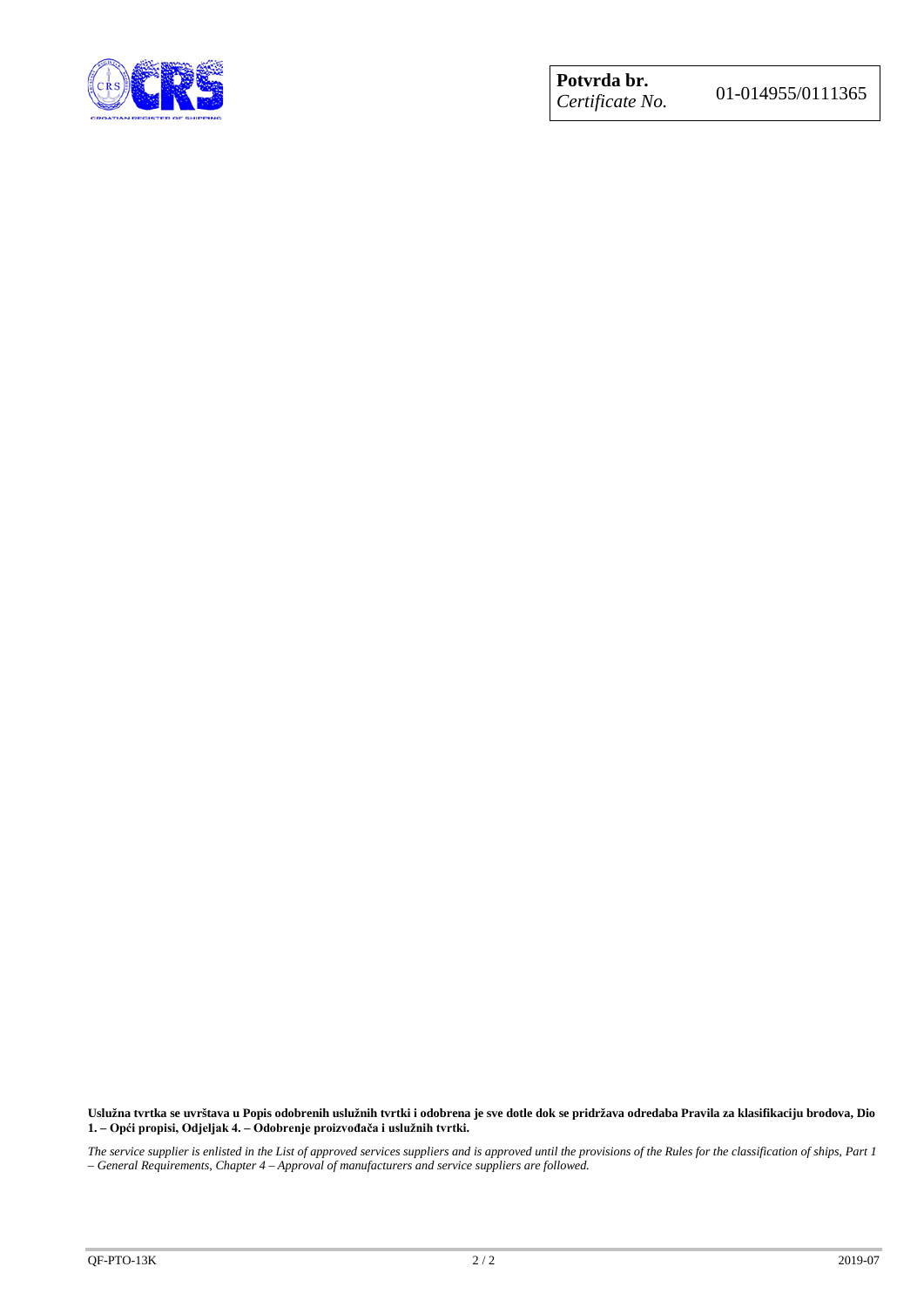| | |
|---|---|
| **Potvrda br.** *Certificate No.* | 01-014955/0111365 |

**Uslužna tvrtka se uvrštava u Popis odobrenih uslužnih tvrtki i odobrena je sve dotle dok se pridržava odredaba Pravila za klasifikaciju brodova, Dio 1. – Opći propisi, Odjeljak 4. – Odobrenje proizvođača i uslužnih tvrtki.**

*The service supplier is enlisted in the List of approved services suppliers and is approved until the provisions of the Rules for the classification of ships, Part 1 – General Requirements, Chapter 4 – Approval of manufacturers and service suppliers are followed.*